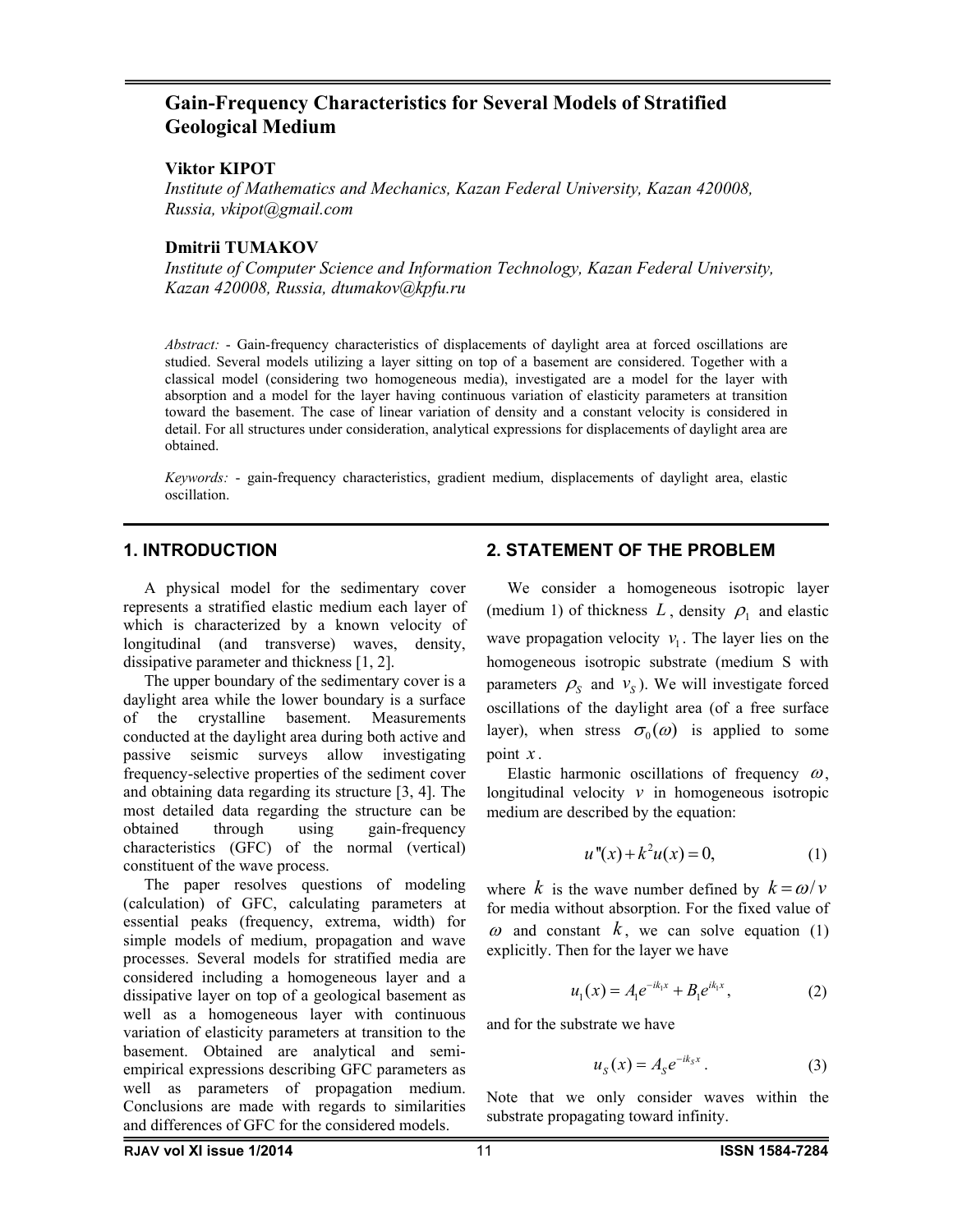# Gain-Frequency Characteristics for Several Models of Stratified Geological Medium

**Viktor KIPOT**

*Institute of Mathematics and Mechanics, Kazan Federal University, Kazan 420008, Russia, vkipot@gmail.com*

**Dmitrii TUMAKOV**

*Institute of Computer Science and Information Technology, Kazan Federal University, Kazan 420008, Russia, dtumakov@kpfu.ru*

*Abstract:* - Gain-frequency characteristics of displacements of daylight area at forced oscillations are studied. Several models utilizing a layer sitting on top of a basement are considered. Together with a classical model (considering two homogeneous media), investigated are a model for the layer with absorption and a model for the layer having continuous variation of elasticity parameters at transition toward the basement. The case of linear variation of density and a constant velocity is considered in detail. For all structures under consideration, analytical expressions for displacements of daylight area are obtained.

*Keywords:* - gain-frequency characteristics, gradient medium, displacements of daylight area, elastic oscillation.

## 1. INTRODUCTION

A physical model for the sedimentary cover represents a stratified elastic medium each layer of which is characterized by a known velocity of longitudinal (and transverse) waves, density, dissipative parameter and thickness [1, 2].

The upper boundary of the sedimentary cover is a daylight area while the lower boundary is a surface of the crystalline basement. Measurements conducted at the daylight area during both active and passive seismic surveys allow investigating frequency-selective properties of the sediment cover and obtaining data regarding its structure [3, 4]. The most detailed data regarding the structure can be obtained through using gain-frequency characteristics (GFC) of the normal (vertical) constituent of the wave process.

The paper resolves questions of modeling (calculation) of GFC, calculating parameters at essential peaks (frequency, extrema, width) for simple models of medium, propagation and wave processes. Several models for stratified media are considered including a homogeneous layer and a dissipative layer on top of a geological basement as well as a homogeneous layer with continuous variation of elasticity parameters at transition to the basement. Obtained are analytical and semi-empirical expressions describing GFC parameters as well as parameters of propagation medium. Conclusions are made with regards to similarities and differences of GFC for the considered models.

## 2. STATEMENT OF THE PROBLEM

We consider a homogeneous isotropic layer (medium 1) of thickness $L$, density $\rho_1$ and elastic wave propagation velocity $v_1$. The layer lies on the homogeneous isotropic substrate (medium S with parameters $\rho_S$ and $v_S$). We will investigate forced oscillations of the daylight area (of a free surface layer), when stress $\sigma_0(\omega)$ is applied to some point $x$.

Elastic harmonic oscillations of frequency $\omega$, longitudinal velocity $v$ in homogeneous isotropic medium are described by the equation:

$$u''(x) + k^2 u(x) = 0, \tag{1}$$

where $k$ is the wave number defined by $k = \omega / v$ for media without absorption. For the fixed value of $\omega$ and constant $k$, we can solve equation (1) explicitly. Then for the layer we have

$$u_1(x) = A_1 e^{-ik_1 x} + B_1 e^{ik_1 x}, \tag{2}$$

and for the substrate we have

$$u_S(x) = A_S e^{-ik_S x}. \tag{3}$$

Note that we only consider waves within the substrate propagating toward infinity.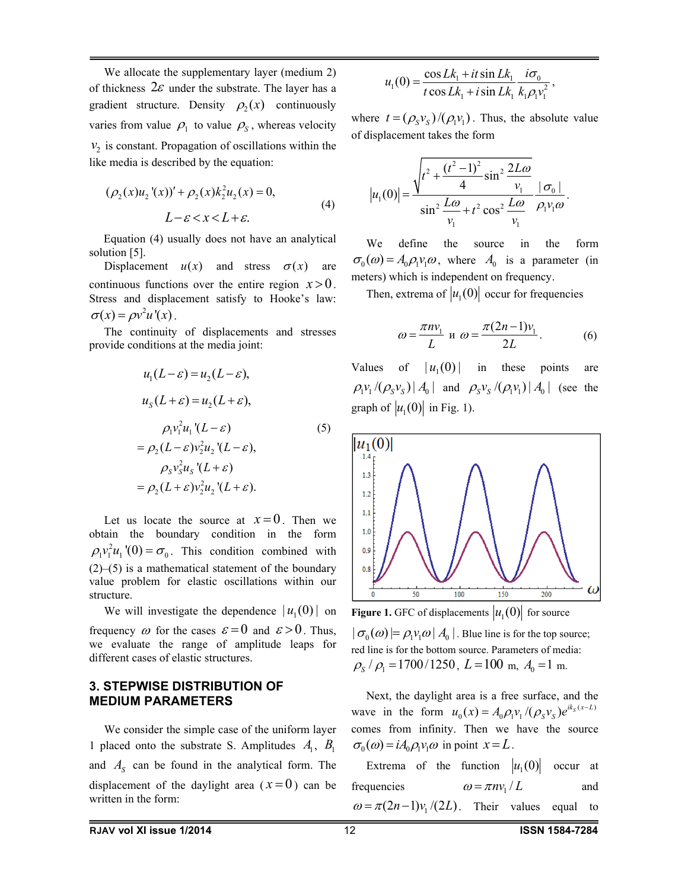We allocate the supplementary layer (medium 2) of thickness $2\varepsilon$ under the substrate. The layer has a gradient structure. Density $\rho_2(x)$ continuously varies from value $\rho_1$ to value $\rho_S$, whereas velocity $v_2$ is constant. Propagation of oscillations within the like media is described by the equation:

$$(\rho_2(x)u_2{}'(x))' + \rho_2(x)k_2^2 u_2(x) = 0, \quad L-\varepsilon < x < L+\varepsilon. \tag{4}$$

Equation (4) usually does not have an analytical solution [5].

Displacement $u(x)$ and stress $\sigma(x)$ are continuous functions over the entire region $x > 0$. Stress and displacement satisfy to Hooke's law: $\sigma(x) = \rho v^2 u'(x)$.

The continuity of displacements and stresses provide conditions at the media joint:

$$\begin{gathered} u_1(L-\varepsilon) = u_2(L-\varepsilon), \\ u_S(L+\varepsilon) = u_2(L+\varepsilon), \\ \rho_1 v_1^2 u_1{}'(L-\varepsilon) = \rho_2(L-\varepsilon)v_2^2 u_2{}'(L-\varepsilon), \\ \rho_S v_S^2 u_S{}'(L+\varepsilon) = \rho_2(L+\varepsilon)v_2^2 u_2{}'(L+\varepsilon). \end{gathered} \tag{5}$$

Let us locate the source at $x = 0$. Then we obtain the boundary condition in form $\rho_1 v_1^2 u_1{}'(0) = \sigma_0$. This condition combined with (2)–(5) is a mathematical statement of the boundary value problem for elastic oscillations within our structure.

We will investigate the dependence $|u_1(0)|$ on frequency $\omega$ for the cases $\varepsilon = 0$ and $\varepsilon > 0$. Thus, we evaluate the range of amplitude leaps for different cases of elastic structures.

## 3. STEPWISE DISTRIBUTION OF MEDIUM PARAMETERS

We consider the simple case of the uniform layer 1 placed onto the substrate S. Amplitudes $A_1$, $B_1$ and $A_S$ can be found in the analytical form. The displacement of the daylight area ($x = 0$) can be written in the form:

$$u_1(0) = \frac{\cos Lk_1 + it\sin Lk_1}{t\cos Lk_1 + i\sin Lk_1}\frac{i\sigma_0}{k_1\rho_1 v_1^2},$$

where $t = (\rho_S v_S)/(\rho_1 v_1)$. Thus, the absolute value of displacement takes the form

$$|u_1(0)| = \frac{\sqrt{t^2 + \frac{(t^2-1)^2}{4}\sin^2\frac{2L\omega}{v_1}}}{\sin^2\frac{L\omega}{v_1} + t^2\cos^2\frac{L\omega}{v_1}}\frac{|\sigma_0|}{\rho_1 v_1 \omega}.$$

We define the source in the form $\sigma_0(\omega) = A_0\rho_1 v_1 \omega$, where $A_0$ is a parameter (in meters) which is independent on frequency.

Then, extrema of $|u_1(0)|$ occur for frequencies

$$\omega = \frac{\pi n v_1}{L} \text{ и } \omega = \frac{\pi(2n-1)v_1}{2L}. \tag{6}$$

Values of $|u_1(0)|$ in these points are $\rho_1 v_1/(\rho_S v_S)|A_0|$ and $\rho_S v_S/(\rho_1 v_1)|A_0|$ (see the graph of $|u_1(0)|$ in Fig. 1).

**Figure 1.** GFC of displacements $|u_1(0)|$ for source $|\sigma_0(\omega)| = \rho_1 v_1 \omega|A_0|$. Blue line is for the top source; red line is for the bottom source. Parameters of media: $\rho_S/\rho_1 = 1700/1250$, $L = 100$ m, $A_0 = 1$ m.

Next, the daylight area is a free surface, and the wave in the form $u_0(x) = A_0\rho_1 v_1/(\rho_S v_S)e^{ik_S(x-L)}$ comes from infinity. Then we have the source $\sigma_0(\omega) = iA_0\rho_1 v_1\omega$ in point $x = L$.

Extrema of the function $|u_1(0)|$ occur at frequencies $\omega = \pi n v_1/L$ and $\omega = \pi(2n-1)v_1/(2L)$. Their values equal to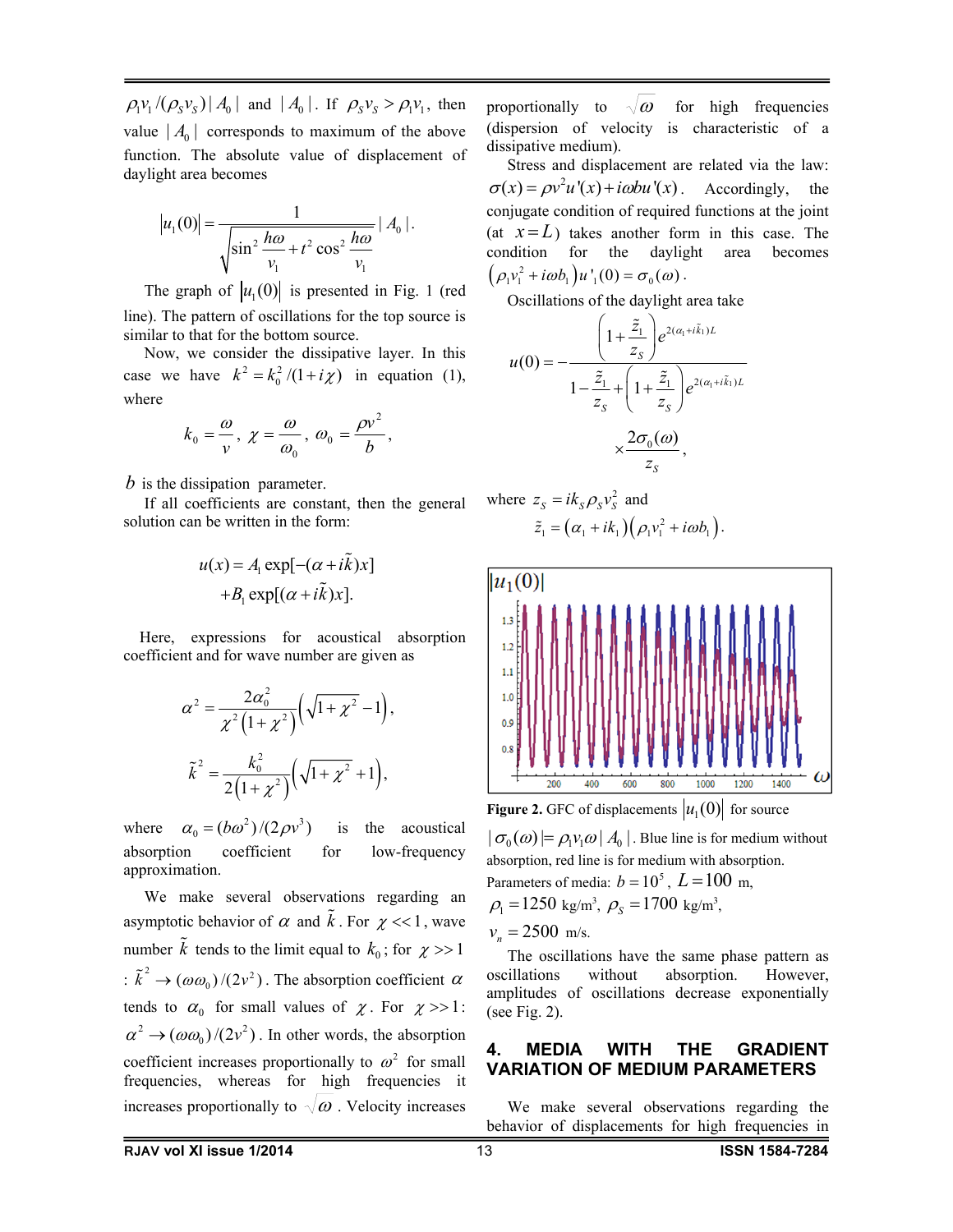$\rho_1 v_1/(\rho_S v_S)|A_0|$ and $|A_0|$. If $\rho_S v_S > \rho_1 v_1$, then value $|A_0|$ corresponds to maximum of the above function. The absolute value of displacement of daylight area becomes

$$|u_1(0)| = \frac{1}{\sqrt{\sin^2\dfrac{h\omega}{v_1} + t^2\cos^2\dfrac{h\omega}{v_1}}}|A_0|.$$

The graph of $|u_1(0)|$ is presented in Fig. 1 (red line). The pattern of oscillations for the top source is similar to that for the bottom source.

Now, we consider the dissipative layer. In this case we have $k^2 = k_0^2/(1+i\chi)$ in equation (1), where

$$k_0 = \frac{\omega}{v},\ \chi = \frac{\omega}{\omega_0},\ \omega_0 = \frac{\rho v^2}{b},$$

$b$ is the dissipation parameter.

If all coefficients are constant, then the general solution can be written in the form:

$$u(x) = A_1\exp[-(\alpha + i\tilde{k})x] + B_1\exp[(\alpha + i\tilde{k})x].$$

Here, expressions for acoustical absorption coefficient and for wave number are given as

$$\alpha^2 = \frac{2\alpha_0^2}{\chi^2(1+\chi^2)}\left(\sqrt{1+\chi^2} - 1\right),$$

$$\tilde{k}^2 = \frac{k_0^2}{2(1+\chi^2)}\left(\sqrt{1+\chi^2} + 1\right),$$

where $\alpha_0 = (b\omega^2)/(2\rho v^3)$ is the acoustical absorption coefficient for low-frequency approximation.

We make several observations regarding an asymptotic behavior of $\alpha$ and $\tilde{k}$. For $\chi << 1$, wave number $\tilde{k}$ tends to the limit equal to $k_0$; for $\chi >> 1$: $\tilde{k}^2 \to (\omega\omega_0)/(2v^2)$. The absorption coefficient $\alpha$ tends to $\alpha_0$ for small values of $\chi$. For $\chi >> 1$: $\alpha^2 \to (\omega\omega_0)/(2v^2)$. In other words, the absorption coefficient increases proportionally to $\omega^2$ for small frequencies, whereas for high frequencies it increases proportionally to $\sqrt{\omega}$. Velocity increases proportionally to $\sqrt{\omega}$ for high frequencies (dispersion of velocity is characteristic of a dissipative medium).

Stress and displacement are related via the law: $\sigma(x) = \rho v^2 u'(x) + i\omega b u'(x)$. Accordingly, the conjugate condition of required functions at the joint (at $x = L$) takes another form in this case. The condition for the daylight area becomes $\left(\rho_1 v_1^2 + i\omega b_1\right)u'_1(0) = \sigma_0(\omega)$.

Oscillations of the daylight area take

$$u(0) = -\frac{\left(1 + \dfrac{\tilde{z}_1}{z_S}\right)e^{2(\alpha_1 + i\tilde{k}_1)L}}{1 - \dfrac{\tilde{z}_1}{z_S} + \left(1 + \dfrac{\tilde{z}_1}{z_S}\right)e^{2(\alpha_1 + i\tilde{k}_1)L}} \times \frac{2\sigma_0(\omega)}{z_S},$$

where $z_S = ik_S\rho_S v_S^2$ and
$\tilde{z}_1 = (\alpha_1 + ik_1)\left(\rho_1 v_1^2 + i\omega b_1\right)$.

**Figure 2.** GFC of displacements $|u_1(0)|$ for source $|\sigma_0(\omega)| = \rho_1 v_1 \omega |A_0|$. Blue line is for medium without absorption, red line is for medium with absorption. Parameters of media: $b = 10^5$, $L = 100$ m, $\rho_1 = 1250$ kg/m³, $\rho_S = 1700$ kg/m³, $v_n = 2500$ m/s.

The oscillations have the same phase pattern as oscillations without absorption. However, amplitudes of oscillations decrease exponentially (see Fig. 2).

## 4. MEDIA WITH THE GRADIENT VARIATION OF MEDIUM PARAMETERS

We make several observations regarding the behavior of displacements for high frequencies in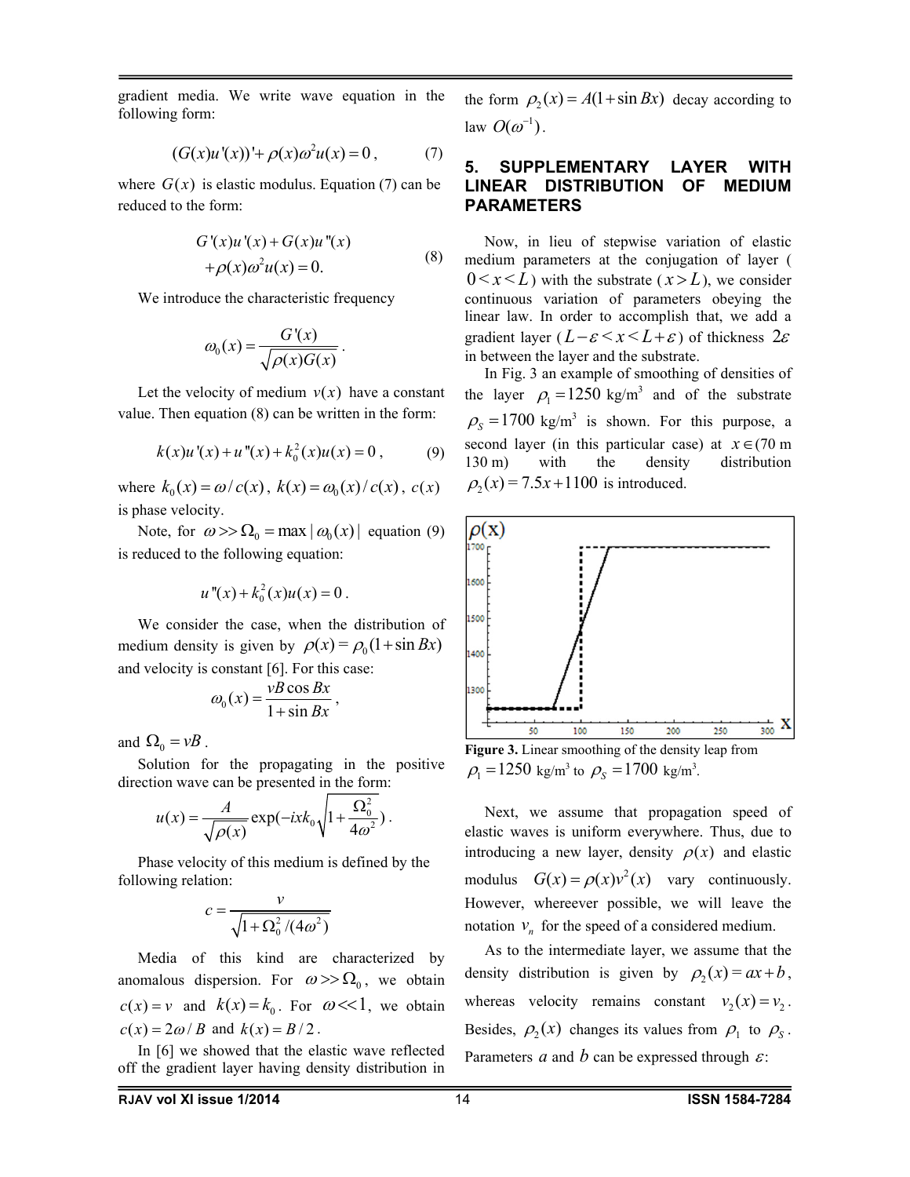gradient media. We write wave equation in the following form:

$$(G(x)u'(x))' + \rho(x)\omega^2 u(x) = 0\,, \qquad (7)$$

where $G(x)$ is elastic modulus. Equation (7) can be reduced to the form:

$$\begin{aligned} &G'(x)u'(x) + G(x)u''(x) \\ &+\rho(x)\omega^2 u(x) = 0. \end{aligned} \qquad (8)$$

We introduce the characteristic frequency

$$\omega_0(x) = \frac{G'(x)}{\sqrt{\rho(x)G(x)}}\,.$$

Let the velocity of medium $v(x)$ have a constant value. Then equation (8) can be written in the form:

$$k(x)u'(x) + u''(x) + k_0^2(x)u(x) = 0\,, \qquad (9)$$

where $k_0(x) = \omega / c(x)$, $k(x) = \omega_0(x)/c(x)$, $c(x)$ is phase velocity.

Note, for $\omega >> \Omega_0 = \max|\omega_0(x)|$ equation (9) is reduced to the following equation:

$$u''(x) + k_0^2(x)u(x) = 0\,.$$

We consider the case, when the distribution of medium density is given by $\rho(x) = \rho_0(1+\sin Bx)$ and velocity is constant [6]. For this case:

$$\omega_0(x) = \frac{vB\cos Bx}{1+\sin Bx}\,,$$

and $\Omega_0 = vB$.

Solution for the propagating in the positive direction wave can be presented in the form:

$$u(x) = \frac{A}{\sqrt{\rho(x)}}\exp(-ixk_0\sqrt{1+\frac{\Omega_0^2}{4\omega^2}})\,.$$

Phase velocity of this medium is defined by the following relation:

$$c = \frac{v}{\sqrt{1+\Omega_0^2/(4\omega^2)}}$$

Media of this kind are characterized by anomalous dispersion. For $\omega >> \Omega_0$, we obtain $c(x) = v$ and $k(x) = k_0$. For $\omega << 1$, we obtain $c(x) = 2\omega / B$ and $k(x) = B/2$.

In [6] we showed that the elastic wave reflected off the gradient layer having density distribution in the form $\rho_2(x) = A(1+\sin Bx)$ decay according to law $O(\omega^{-1})$.

## 5. SUPPLEMENTARY LAYER WITH LINEAR DISTRIBUTION OF MEDIUM PARAMETERS

Now, in lieu of stepwise variation of elastic medium parameters at the conjugation of layer ($0 < x < L$) with the substrate ($x > L$), we consider continuous variation of parameters obeying the linear law. In order to accomplish that, we add a gradient layer ($L-\varepsilon < x < L+\varepsilon$) of thickness $2\varepsilon$ in between the layer and the substrate.

In Fig. 3 an example of smoothing of densities of the layer $\rho_1 = 1250$ kg/m$^3$ and of the substrate $\rho_S = 1700$ kg/m$^3$ is shown. For this purpose, a second layer (in this particular case) at $x \in (70$ m $130$ m$)$ with the density distribution $\rho_2(x) = 7.5x + 1100$ is introduced.

**Figure 3.** Linear smoothing of the density leap from $\rho_1 = 1250$ kg/m$^3$ to $\rho_S = 1700$ kg/m$^3$.

Next, we assume that propagation speed of elastic waves is uniform everywhere. Thus, due to introducing a new layer, density $\rho(x)$ and elastic modulus $G(x) = \rho(x)v^2(x)$ vary continuously. However, whereever possible, we will leave the notation $v_n$ for the speed of a considered medium.

As to the intermediate layer, we assume that the density distribution is given by $\rho_2(x) = ax + b$, whereas velocity remains constant $v_2(x) = v_2$. Besides, $\rho_2(x)$ changes its values from $\rho_1$ to $\rho_S$. Parameters $a$ and $b$ can be expressed through $\varepsilon$: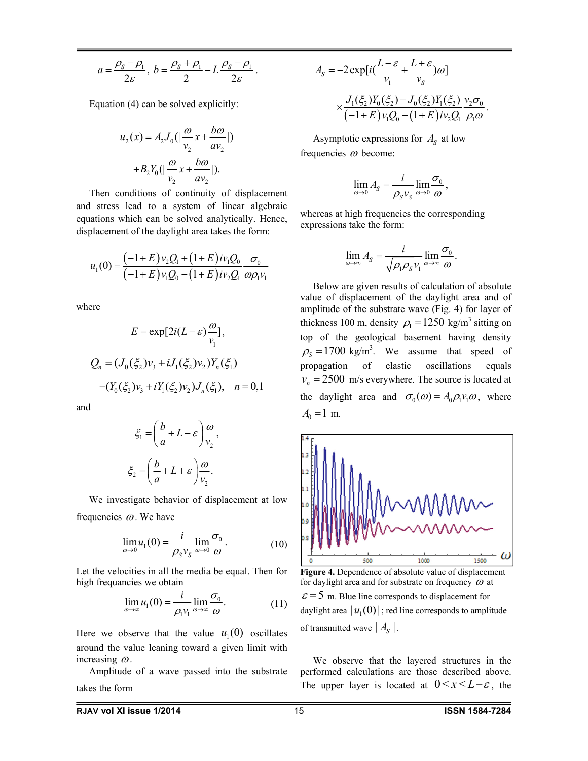$$a = \frac{\rho_S - \rho_1}{2\varepsilon},\ b = \frac{\rho_S + \rho_1}{2} - L\frac{\rho_S - \rho_1}{2\varepsilon}.$$

Equation (4) can be solved explicitly:

$$u_2(x) = A_2 J_0(|\frac{\omega}{v_2}x + \frac{b\omega}{av_2}|)$$
$$+ B_2 Y_0(|\frac{\omega}{v_2}x + \frac{b\omega}{av_2}|).$$

Then conditions of continuity of displacement and stress lead to a system of linear algebraic equations which can be solved analytically. Hence, displacement of the daylight area takes the form:

$$u_1(0) = \frac{(-1+E)v_2Q_1 + (1+E)iv_1Q_0}{(-1+E)v_1Q_0 - (1+E)iv_2Q_1}\frac{\sigma_0}{\omega\rho_1 v_1}$$

where

$$E = \exp[2i(L-\varepsilon)\frac{\omega}{v_1}],$$

$$Q_n = (J_0(\xi_2)v_3 + iJ_1(\xi_2)v_2)Y_n(\xi_1)$$
$$-(Y_0(\xi_2)v_3 + iY_1(\xi_2)v_2)J_n(\xi_1), \quad n = 0,1$$

and

$$\xi_1 = \left(\frac{b}{a} + L - \varepsilon\right)\frac{\omega}{v_2},$$

$$\xi_2 = \left(\frac{b}{a} + L + \varepsilon\right)\frac{\omega}{v_2}.$$

We investigate behavior of displacement at low frequencies $\omega$. We have

$$\lim_{\omega\to 0} u_1(0) = \frac{i}{\rho_S v_S}\lim_{\omega\to 0}\frac{\sigma_0}{\omega}. \tag{10}$$

Let the velocities in all the media be equal. Then for high frequancies we obtain

$$\lim_{\omega\to\infty} u_1(0) = \frac{i}{\rho_1 v_1}\lim_{\omega\to\infty}\frac{\sigma_0}{\omega}. \tag{11}$$

Here we observe that the value $u_1(0)$ oscillates around the value leaning toward a given limit with increasing $\omega$.

Amplitude of a wave passed into the substrate takes the form

$$A_S = -2\exp[i(\frac{L-\varepsilon}{v_1} + \frac{L+\varepsilon}{v_S})\omega]$$
$$\times \frac{J_1(\xi_2)Y_0(\xi_2) - J_0(\xi_2)Y_1(\xi_2)}{(-1+E)v_1Q_0 - (1+E)iv_2Q_1}\frac{v_2\sigma_0}{\rho_1\omega}.$$

Asymptotic expressions for $A_S$ at low frequencies $\omega$ become:

$$\lim_{\omega\to 0} A_S = \frac{i}{\rho_S v_S}\lim_{\omega\to 0}\frac{\sigma_0}{\omega},$$

whereas at high frequencies the corresponding expressions take the form:

$$\lim_{\omega\to\infty} A_S = \frac{i}{\sqrt{\rho_1\rho_S}\, v_1}\lim_{\omega\to\infty}\frac{\sigma_0}{\omega}.$$

Below are given results of calculation of absolute value of displacement of the daylight area and of amplitude of the substrate wave (Fig. 4) for layer of thickness 100 m, density $\rho_1 = 1250$ kg/m$^3$ sitting on top of the geological basement having density $\rho_S = 1700$ kg/m$^3$. We assume that speed of propagation of elastic oscillations equals $v_n = 2500$ m/s everywhere. The source is located at the daylight area and $\sigma_0(\omega) = A_0\rho_1 v_1\omega$, where $A_0 = 1$ m.

**Figure 4.** Dependence of absolute value of displacement for daylight area and for substrate on frequency $\omega$ at $\varepsilon = 5$ m. Blue line corresponds to displacement for daylight area $|u_1(0)|$; red line corresponds to amplitude of transmitted wave $|A_S|$.

We observe that the layered structures in the performed calculations are those described above. The upper layer is located at $0 < x < L - \varepsilon$, the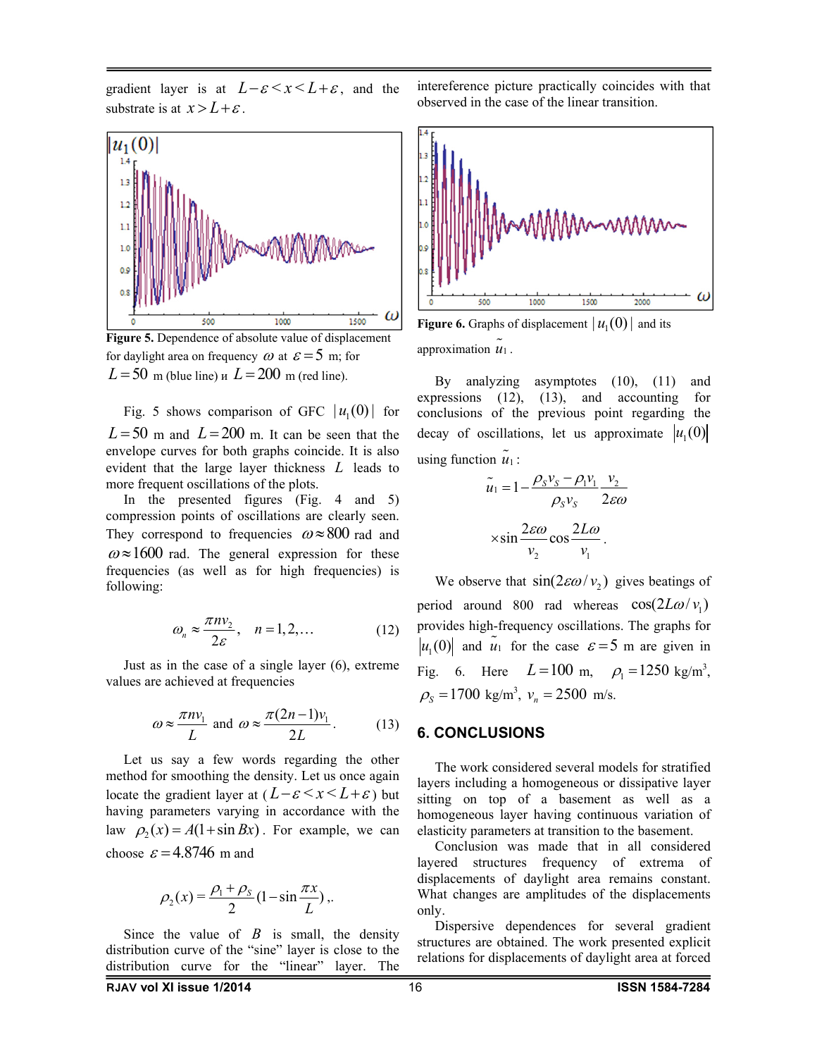gradient layer is at $L-\varepsilon<x<L+\varepsilon$, and the substrate is at $x>L+\varepsilon$.

**Figure 5.** Dependence of absolute value of displacement for daylight area on frequency $\omega$ at $\varepsilon=5$ m; for $L=50$ m (blue line) и $L=200$ m (red line).

Fig. 5 shows comparison of GFC $|u_1(0)|$ for $L=50$ m and $L=200$ m. It can be seen that the envelope curves for both graphs coincide. It is also evident that the large layer thickness $L$ leads to more frequent oscillations of the plots.

In the presented figures (Fig. 4 and 5) compression points of oscillations are clearly seen. They correspond to frequencies $\omega\approx 800$ rad and $\omega\approx 1600$ rad. The general expression for these frequencies (as well as for high frequencies) is following:

$$\omega_n \approx \frac{\pi n v_2}{2\varepsilon}, \quad n=1,2,\ldots \tag{12}$$

Just as in the case of a single layer (6), extreme values are achieved at frequencies

$$\omega \approx \frac{\pi n v_1}{L} \text{ and } \omega \approx \frac{\pi(2n-1)v_1}{2L}. \tag{13}$$

Let us say a few words regarding the other method for smoothing the density. Let us once again locate the gradient layer at ($L-\varepsilon<x<L+\varepsilon$) but having parameters varying in accordance with the law $\rho_2(x)=A(1+\sin Bx)$. For example, we can choose $\varepsilon=4.8746$ m and

$$\rho_2(x)=\frac{\rho_1+\rho_S}{2}\left(1-\sin\frac{\pi x}{L}\right),.$$

Since the value of $B$ is small, the density distribution curve of the "sine" layer is close to the distribution curve for the "linear" layer. The intereference picture practically coincides with that observed in the case of the linear transition.

**Figure 6.** Graphs of displacement $|u_1(0)|$ and its approximation $\tilde{u}_1$.

By analyzing asymptotes (10), (11) and expressions (12), (13), and accounting for conclusions of the previous point regarding the decay of oscillations, let us approximate $|u_1(0)|$ using function $\tilde{u}_1$:

$$\tilde{u}_1 = 1-\frac{\rho_S v_S-\rho_1 v_1}{\rho_S v_S}\frac{v_2}{2\varepsilon\omega}\times\sin\frac{2\varepsilon\omega}{v_2}\cos\frac{2L\omega}{v_1}.$$

We observe that $\sin(2\varepsilon\omega/v_2)$ gives beatings of period around 800 rad whereas $\cos(2L\omega/v_1)$ provides high-frequency oscillations. The graphs for $|u_1(0)|$ and $\tilde{u}_1$ for the case $\varepsilon=5$ m are given in Fig. 6. Here $L=100$ m, $\rho_1=1250$ kg/m$^3$, $\rho_S=1700$ kg/m$^3$, $v_n=2500$ m/s.

## 6. CONCLUSIONS

The work considered several models for stratified layers including a homogeneous or dissipative layer sitting on top of a basement as well as a homogeneous layer having continuous variation of elasticity parameters at transition to the basement.

Conclusion was made that in all considered layered structures frequency of extrema of displacements of daylight area remains constant. What changes are amplitudes of the displacements only.

Dispersive dependences for several gradient structures are obtained. The work presented explicit relations for displacements of daylight area at forced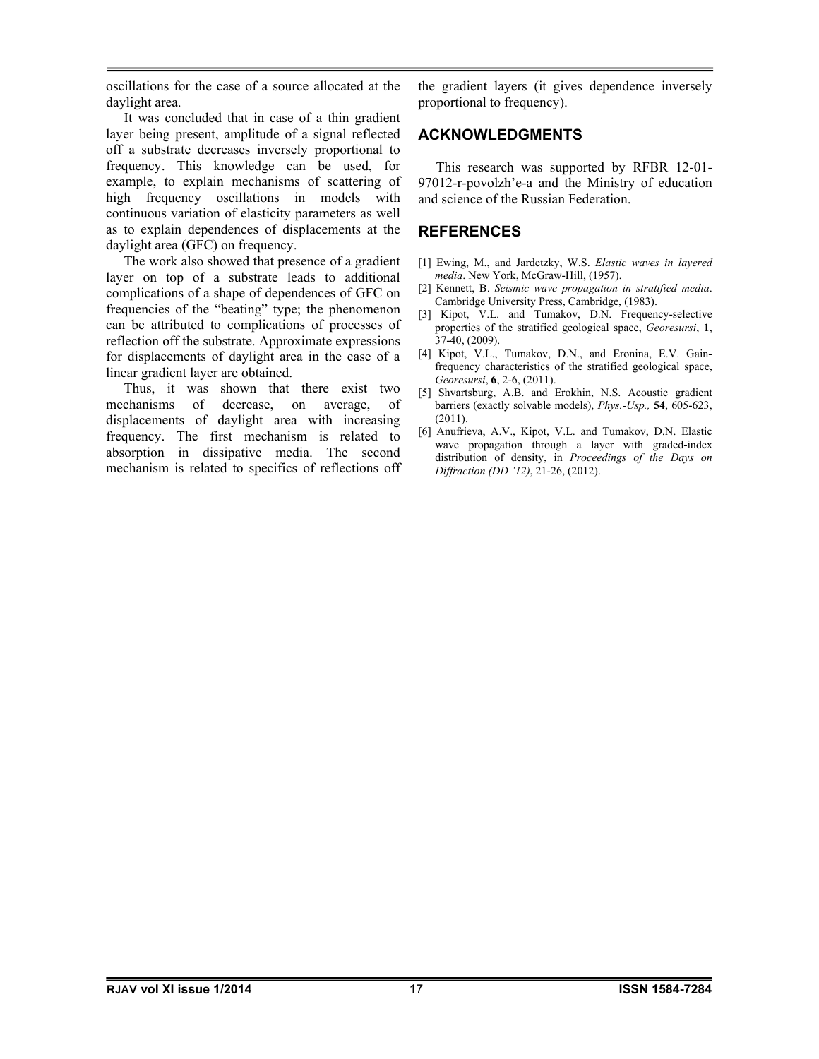oscillations for the case of a source allocated at the daylight area.

It was concluded that in case of a thin gradient layer being present, amplitude of a signal reflected off a substrate decreases inversely proportional to frequency. This knowledge can be used, for example, to explain mechanisms of scattering of high frequency oscillations in models with continuous variation of elasticity parameters as well as to explain dependences of displacements at the daylight area (GFC) on frequency.

The work also showed that presence of a gradient layer on top of a substrate leads to additional complications of a shape of dependences of GFC on frequencies of the "beating" type; the phenomenon can be attributed to complications of processes of reflection off the substrate. Approximate expressions for displacements of daylight area in the case of a linear gradient layer are obtained.

Thus, it was shown that there exist two mechanisms of decrease, on average, of displacements of daylight area with increasing frequency. The first mechanism is related to absorption in dissipative media. The second mechanism is related to specifics of reflections off the gradient layers (it gives dependence inversely proportional to frequency).

## ACKNOWLEDGMENTS

This research was supported by RFBR 12-01-97012-r-povolzh'e-a and the Ministry of education and science of the Russian Federation.

## REFERENCES

[1] Ewing, M., and Jardetzky, W.S. *Elastic waves in layered media*. New York, McGraw-Hill, (1957).

[2] Kennett, B. *Seismic wave propagation in stratified media*. Cambridge University Press, Cambridge, (1983).

[3] Kipot, V.L. and Tumakov, D.N. Frequency-selective properties of the stratified geological space, *Georesursi*, **1**, 37-40, (2009).

[4] Kipot, V.L., Tumakov, D.N., and Eronina, E.V. Gain-frequency characteristics of the stratified geological space, *Georesursi*, **6**, 2-6, (2011).

[5] Shvartsburg, A.B. and Erokhin, N.S. Acoustic gradient barriers (exactly solvable models), *Phys.-Usp.,* **54**, 605-623, (2011).

[6] Anufrieva, A.V., Kipot, V.L. and Tumakov, D.N. Elastic wave propagation through a layer with graded-index distribution of density, in *Proceedings of the Days on Diffraction (DD '12)*, 21-26, (2012).